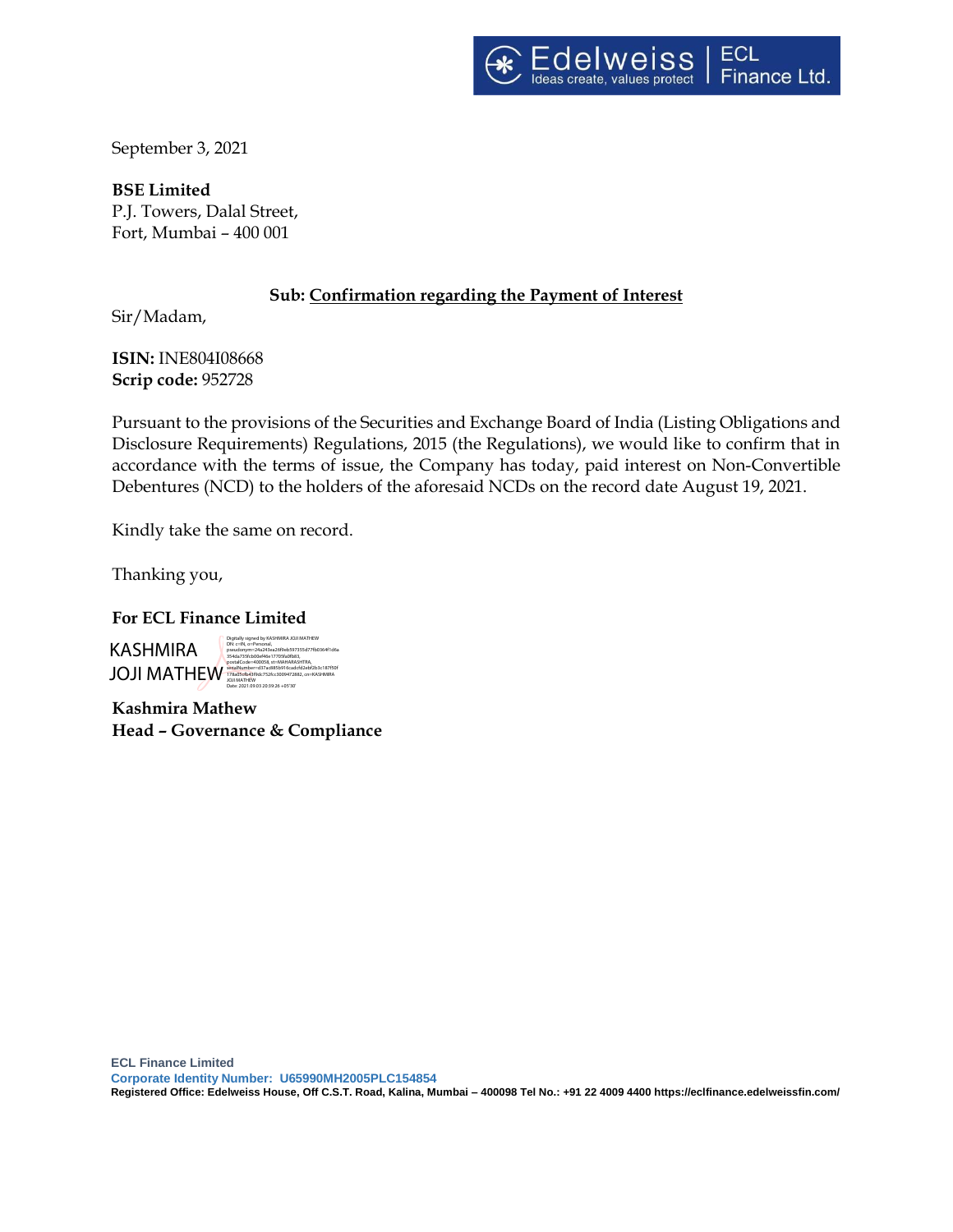Edelweiss | ECL Finance Ltd.
Ideas create, values protect

September 3, 2021

**BSE Limited**
P.J. Towers, Dalal Street,
Fort, Mumbai – 400 001

**Sub: Confirmation regarding the Payment of Interest**

Sir/Madam,

**ISIN:** INE804I08668
**Scrip code:** 952728

Pursuant to the provisions of the Securities and Exchange Board of India (Listing Obligations and Disclosure Requirements) Regulations, 2015 (the Regulations), we would like to confirm that in accordance with the terms of issue, the Company has today, paid interest on Non-Convertible Debentures (NCD) to the holders of the aforesaid NCDs on the record date August 19, 2021.

Kindly take the same on record.

Thanking you,

**For ECL Finance Limited**

KASHMIRA JOJI MATHEW

Digitally signed by KASHMIRA JOJI MATHEW
Date: 2021.09.03 20:39:26 +05'30'

**Kashmira Mathew**
**Head – Governance & Compliance**

**ECL Finance Limited**
**Corporate Identity Number: U65990MH2005PLC154854**
**Registered Office: Edelweiss House, Off C.S.T. Road, Kalina, Mumbai – 400098 Tel No.: +91 22 4009 4400 https://eclfinance.edelweissfin.com/**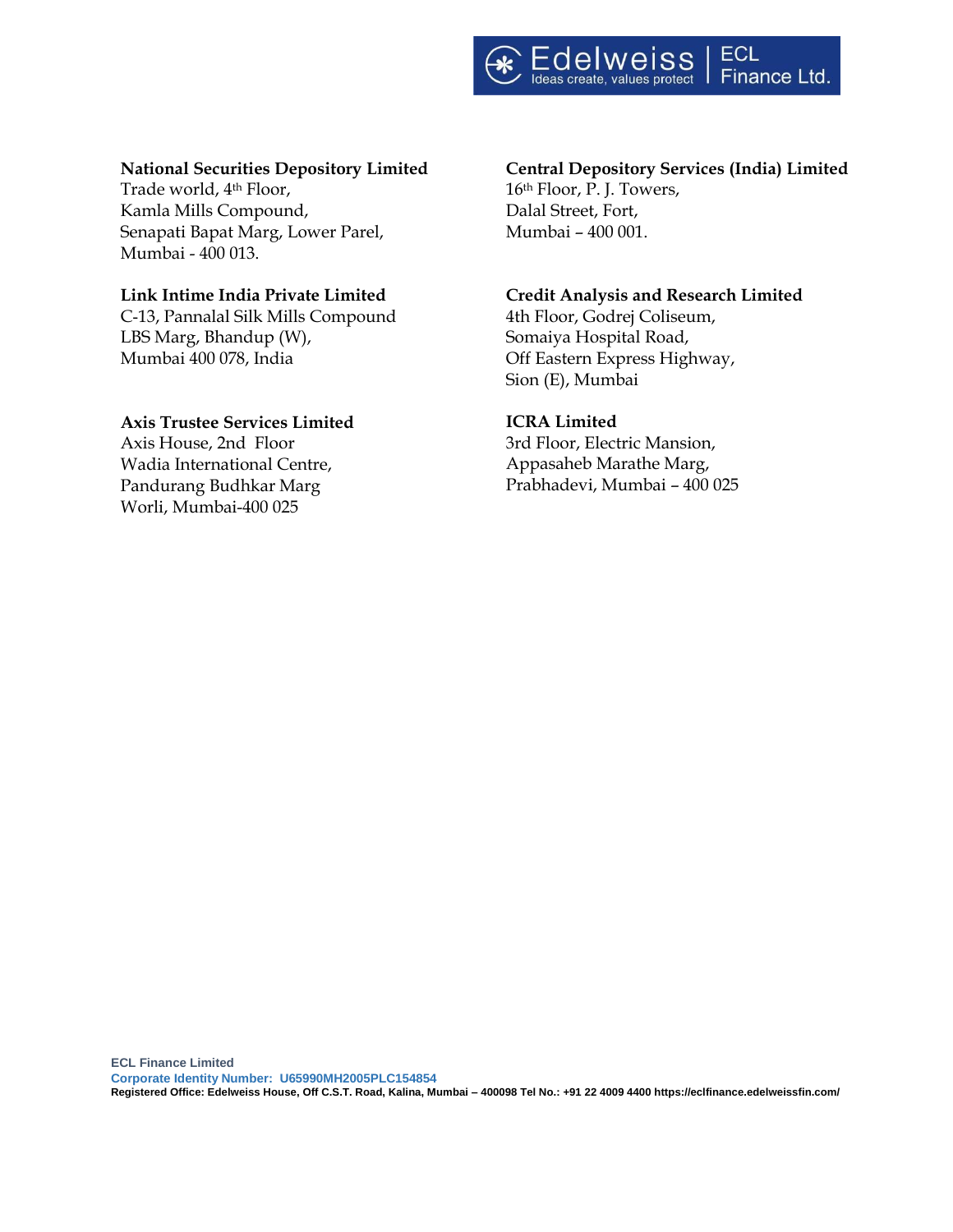**National Securities Depository Limited**
Trade world, 4th Floor,
Kamla Mills Compound,
Senapati Bapat Marg, Lower Parel,
Mumbai - 400 013.

**Central Depository Services (India) Limited**
16th Floor, P. J. Towers,
Dalal Street, Fort,
Mumbai – 400 001.

**Link Intime India Private Limited**
C-13, Pannalal Silk Mills Compound
LBS Marg, Bhandup (W),
Mumbai 400 078, India

**Credit Analysis and Research Limited**
4th Floor, Godrej Coliseum,
Somaiya Hospital Road,
Off Eastern Express Highway,
Sion (E), Mumbai

**Axis Trustee Services Limited**
Axis House, 2nd Floor
Wadia International Centre,
Pandurang Budhkar Marg
Worli, Mumbai-400 025

**ICRA Limited**
3rd Floor, Electric Mansion,
Appasaheb Marathe Marg,
Prabhadevi, Mumbai – 400 025

**ECL Finance Limited**
**Corporate Identity Number: U65990MH2005PLC154854**
**Registered Office: Edelweiss House, Off C.S.T. Road, Kalina, Mumbai – 400098 Tel No.: +91 22 4009 4400 https://eclfinance.edelweissfin.com/**